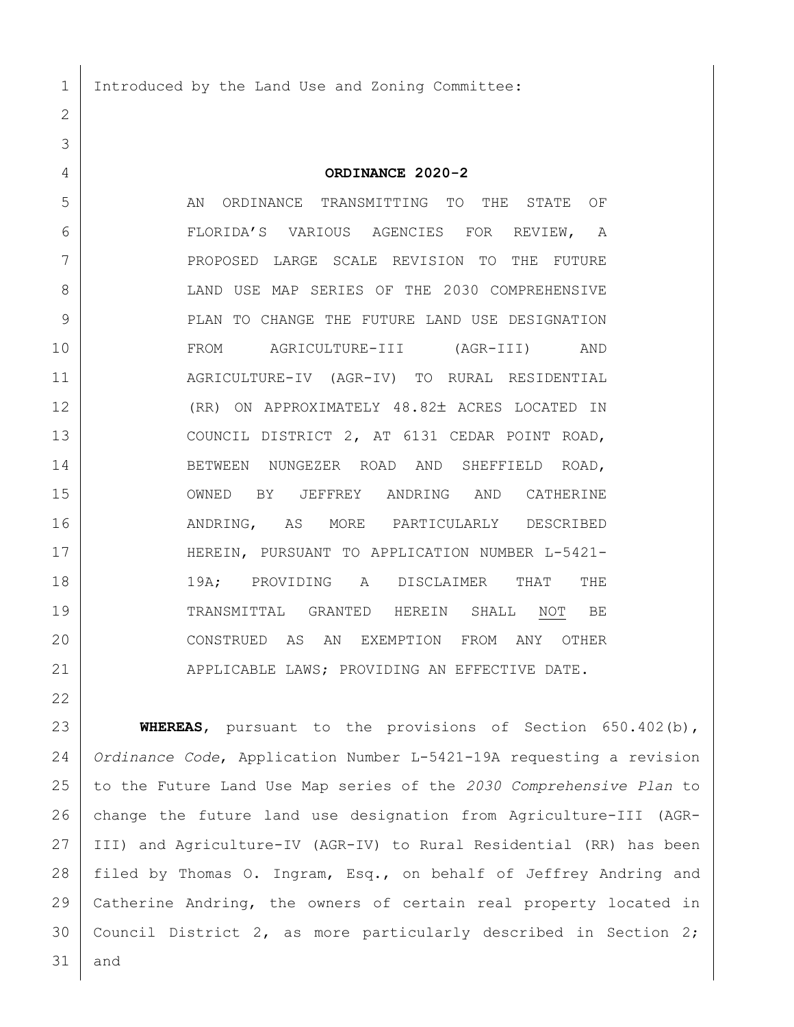Introduced by the Land Use and Zoning Committee:

# ORDINANCE 2020-2

AN ORDINANCE TRANSMITTING TO THE STATE OF FLORIDA'S VARIOUS AGENCIES FOR REVIEW, A PROPOSED LARGE SCALE REVISION TO THE FUTURE LAND USE MAP SERIES OF THE 2030 COMPREHENSIVE PLAN TO CHANGE THE FUTURE LAND USE DESIGNATION FROM AGRICULTURE-III (AGR-III) AND AGRICULTURE-IV (AGR-IV) TO RURAL RESIDENTIAL (RR) ON APPROXIMATELY 48.82± ACRES LOCATED IN COUNCIL DISTRICT 2, AT 6131 CEDAR POINT ROAD, BETWEEN NUNGEZER ROAD AND SHEFFIELD ROAD, OWNED BY JEFFREY ANDRING AND CATHERINE ANDRING, AS MORE PARTICULARLY DESCRIBED HEREIN, PURSUANT TO APPLICATION NUMBER L-5421-19A; PROVIDING A DISCLAIMER THAT THE TRANSMITTAL GRANTED HEREIN SHALL NOT BE CONSTRUED AS AN EXEMPTION FROM ANY OTHER APPLICABLE LAWS; PROVIDING AN EFFECTIVE DATE.

**WHEREAS**, pursuant to the provisions of Section 650.402(b), *Ordinance Code*, Application Number L-5421-19A requesting a revision to the Future Land Use Map series of the *2030 Comprehensive Plan* to change the future land use designation from Agriculture-III (AGR-III) and Agriculture-IV (AGR-IV) to Rural Residential (RR) has been filed by Thomas O. Ingram, Esq., on behalf of Jeffrey Andring and Catherine Andring, the owners of certain real property located in Council District 2, as more particularly described in Section 2; and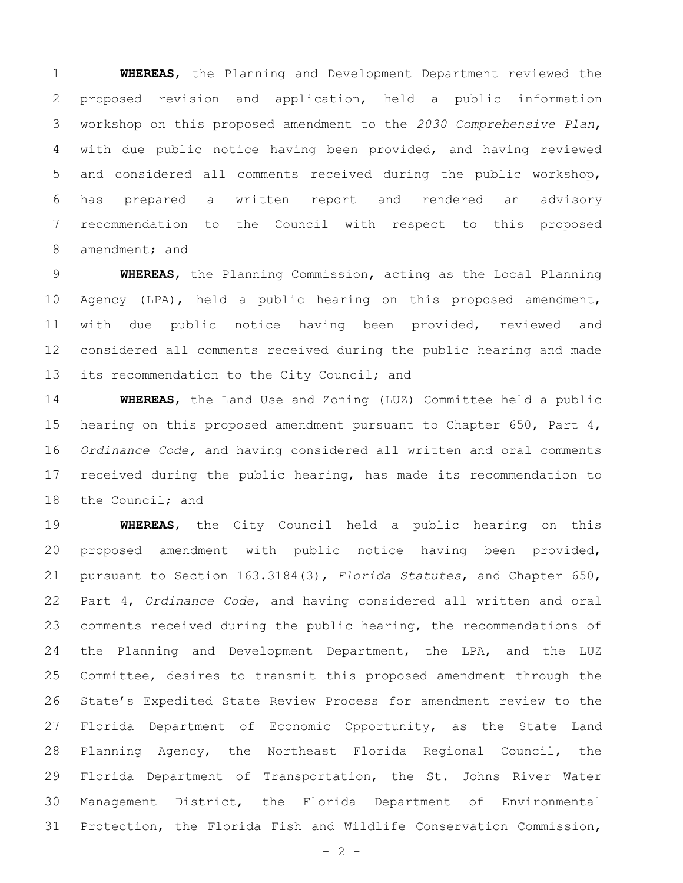**WHEREAS**, the Planning and Development Department reviewed the proposed revision and application, held a public information workshop on this proposed amendment to the *2030 Comprehensive Plan*, with due public notice having been provided, and having reviewed and considered all comments received during the public workshop, has prepared a written report and rendered an advisory recommendation to the Council with respect to this proposed amendment; and

**WHEREAS**, the Planning Commission, acting as the Local Planning Agency (LPA), held a public hearing on this proposed amendment, with due public notice having been provided, reviewed and considered all comments received during the public hearing and made its recommendation to the City Council; and

**WHEREAS**, the Land Use and Zoning (LUZ) Committee held a public hearing on this proposed amendment pursuant to Chapter 650, Part 4, *Ordinance Code,* and having considered all written and oral comments received during the public hearing, has made its recommendation to the Council; and

**WHEREAS**, the City Council held a public hearing on this proposed amendment with public notice having been provided, pursuant to Section 163.3184(3), *Florida Statutes*, and Chapter 650, Part 4, *Ordinance Code*, and having considered all written and oral comments received during the public hearing, the recommendations of the Planning and Development Department, the LPA, and the LUZ Committee, desires to transmit this proposed amendment through the State's Expedited State Review Process for amendment review to the Florida Department of Economic Opportunity, as the State Land Planning Agency, the Northeast Florida Regional Council, the Florida Department of Transportation, the St. Johns River Water Management District, the Florida Department of Environmental Protection, the Florida Fish and Wildlife Conservation Commission,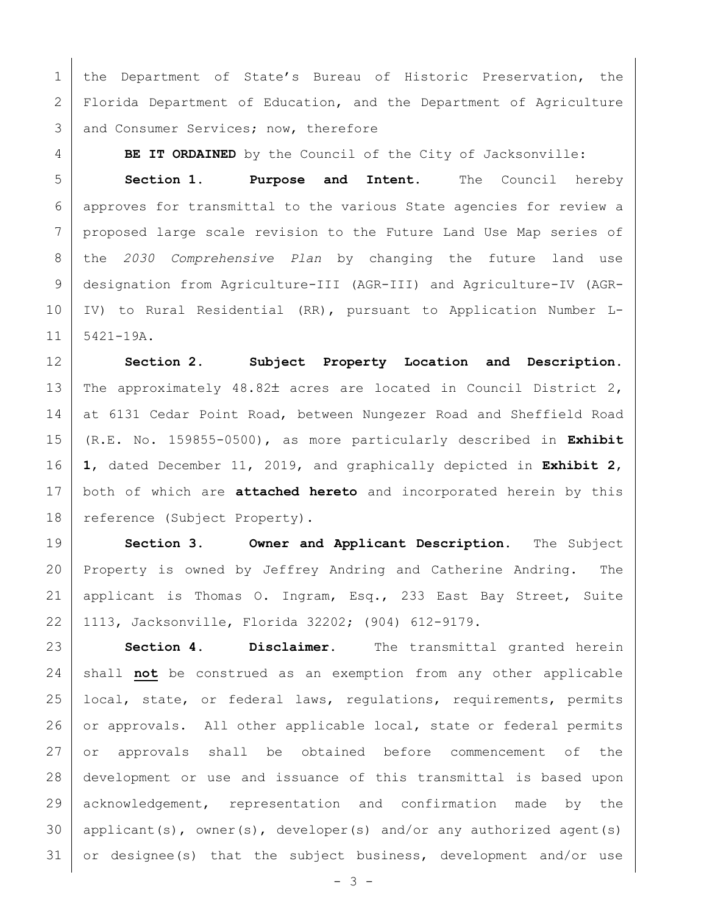the Department of State's Bureau of Historic Preservation, the Florida Department of Education, and the Department of Agriculture and Consumer Services; now, therefore

**BE IT ORDAINED** by the Council of the City of Jacksonville:

**Section 1. Purpose and Intent.** The Council hereby approves for transmittal to the various State agencies for review a proposed large scale revision to the Future Land Use Map series of the *2030 Comprehensive Plan* by changing the future land use designation from Agriculture-III (AGR-III) and Agriculture-IV (AGR-IV) to Rural Residential (RR), pursuant to Application Number L-5421-19A.

**Section 2. Subject Property Location and Description.** The approximately 48.82± acres are located in Council District 2, at 6131 Cedar Point Road, between Nungezer Road and Sheffield Road (R.E. No. 159855-0500), as more particularly described in **Exhibit 1**, dated December 11, 2019, and graphically depicted in **Exhibit 2**, both of which are **attached hereto** and incorporated herein by this reference (Subject Property).

**Section 3. Owner and Applicant Description.** The Subject Property is owned by Jeffrey Andring and Catherine Andring. The applicant is Thomas O. Ingram, Esq., 233 East Bay Street, Suite 1113, Jacksonville, Florida 32202; (904) 612-9179.

**Section 4. Disclaimer.** The transmittal granted herein shall **not** be construed as an exemption from any other applicable local, state, or federal laws, regulations, requirements, permits or approvals. All other applicable local, state or federal permits or approvals shall be obtained before commencement of the development or use and issuance of this transmittal is based upon acknowledgement, representation and confirmation made by the applicant(s), owner(s), developer(s) and/or any authorized agent(s) or designee(s) that the subject business, development and/or use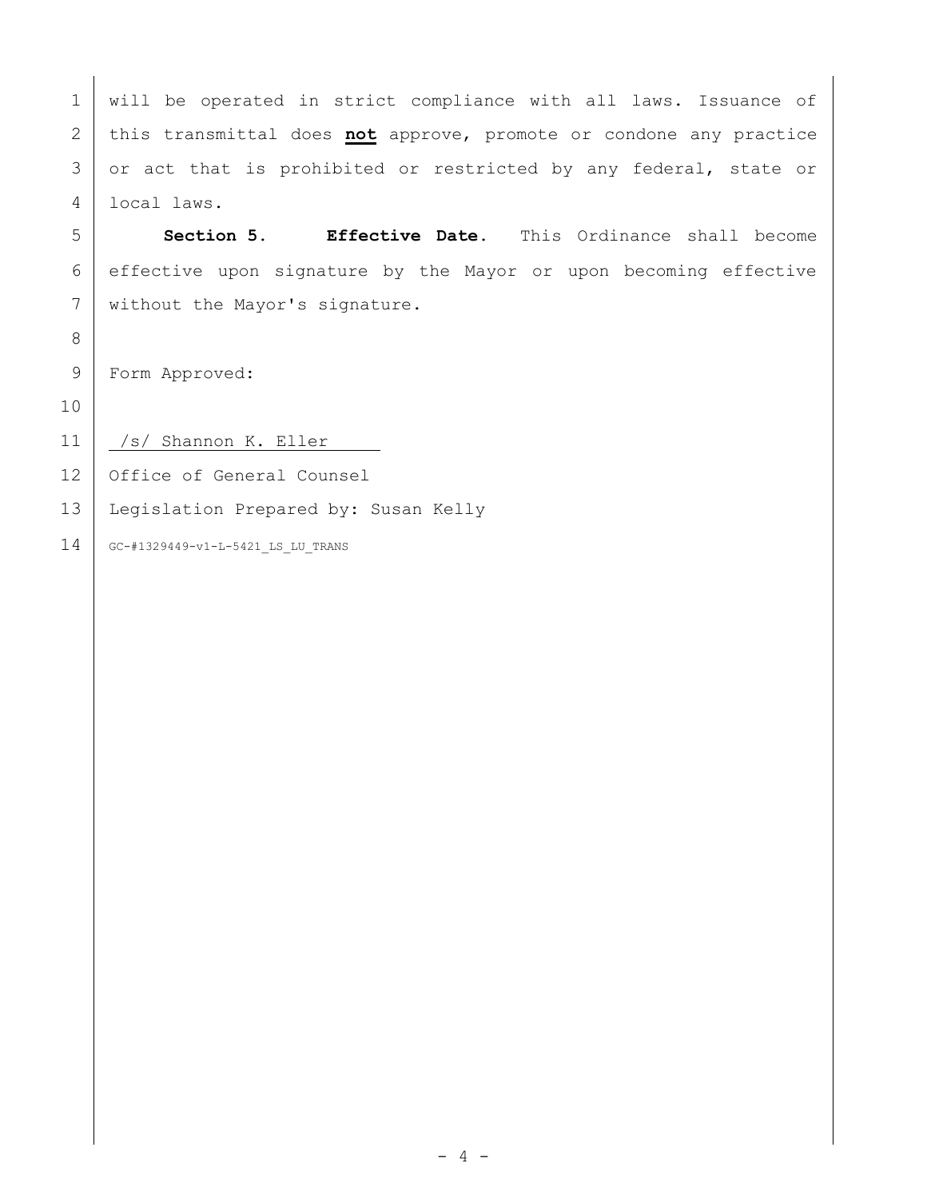will be operated in strict compliance with all laws. Issuance of this transmittal does **not** approve, promote or condone any practice or act that is prohibited or restricted by any federal, state or local laws.

**Section 5. Effective Date.** This Ordinance shall become effective upon signature by the Mayor or upon becoming effective without the Mayor's signature.

Form Approved:

/s/ Shannon K. Eller

Office of General Counsel

Legislation Prepared by: Susan Kelly

GC-#1329449-v1-L-5421_LS_LU_TRANS